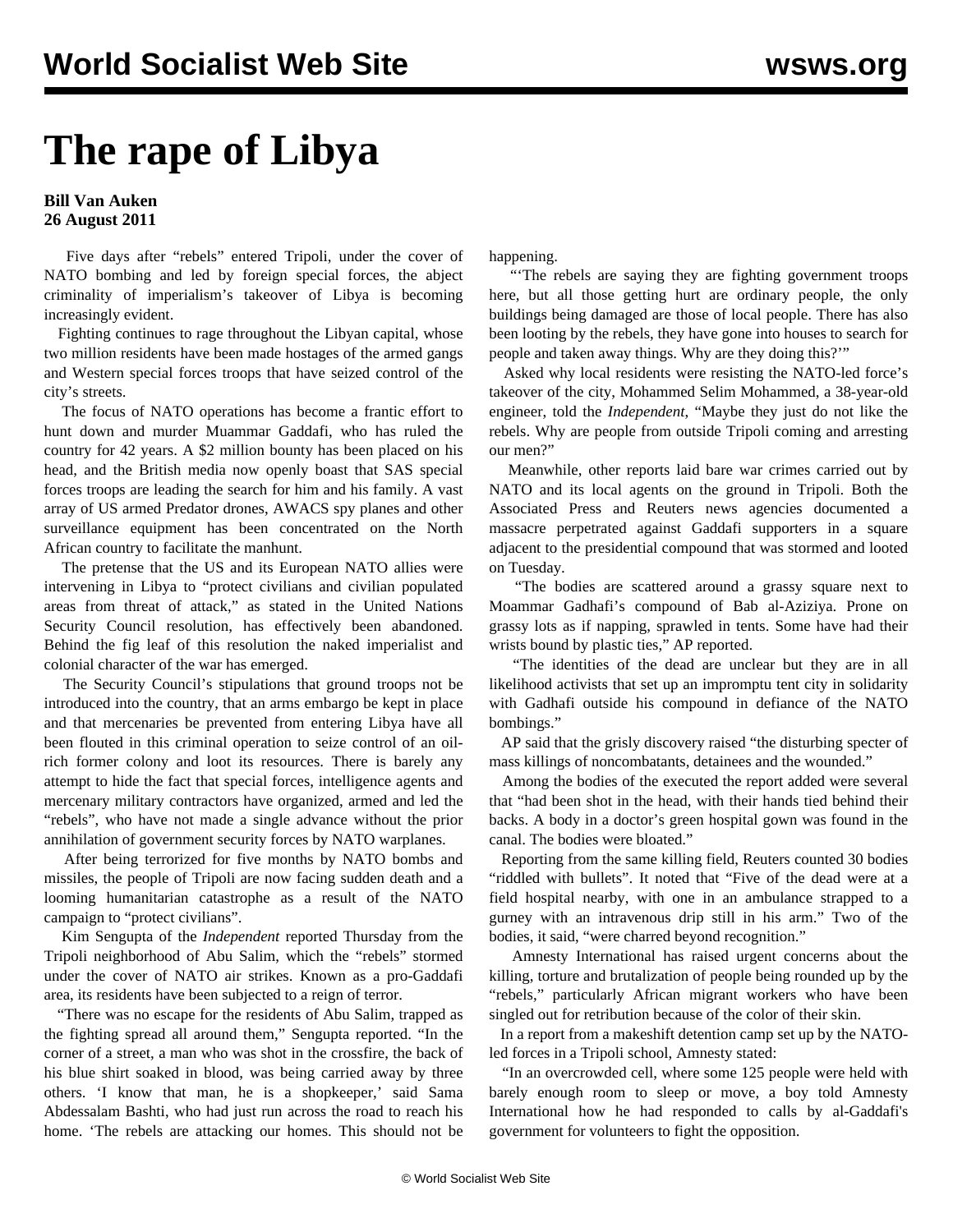# The rape of Libya

**Bill Van Auken**
**26 August 2011**

Five days after "rebels" entered Tripoli, under the cover of NATO bombing and led by foreign special forces, the abject criminality of imperialism's takeover of Libya is becoming increasingly evident.

Fighting continues to rage throughout the Libyan capital, whose two million residents have been made hostages of the armed gangs and Western special forces troops that have seized control of the city's streets.

The focus of NATO operations has become a frantic effort to hunt down and murder Muammar Gaddafi, who has ruled the country for 42 years. A $2 million bounty has been placed on his head, and the British media now openly boast that SAS special forces troops are leading the search for him and his family. A vast array of US armed Predator drones, AWACS spy planes and other surveillance equipment has been concentrated on the North African country to facilitate the manhunt.

The pretense that the US and its European NATO allies were intervening in Libya to "protect civilians and civilian populated areas from threat of attack," as stated in the United Nations Security Council resolution, has effectively been abandoned. Behind the fig leaf of this resolution the naked imperialist and colonial character of the war has emerged.

The Security Council's stipulations that ground troops not be introduced into the country, that an arms embargo be kept in place and that mercenaries be prevented from entering Libya have all been flouted in this criminal operation to seize control of an oil-rich former colony and loot its resources. There is barely any attempt to hide the fact that special forces, intelligence agents and mercenary military contractors have organized, armed and led the "rebels", who have not made a single advance without the prior annihilation of government security forces by NATO warplanes.

After being terrorized for five months by NATO bombs and missiles, the people of Tripoli are now facing sudden death and a looming humanitarian catastrophe as a result of the NATO campaign to "protect civilians".

Kim Sengupta of the *Independent* reported Thursday from the Tripoli neighborhood of Abu Salim, which the "rebels" stormed under the cover of NATO air strikes. Known as a pro-Gaddafi area, its residents have been subjected to a reign of terror.

"There was no escape for the residents of Abu Salim, trapped as the fighting spread all around them," Sengupta reported. "In the corner of a street, a man who was shot in the crossfire, the back of his blue shirt soaked in blood, was being carried away by three others. 'I know that man, he is a shopkeeper,' said Sama Abdessalam Bashti, who had just run across the road to reach his home. 'The rebels are attacking our homes. This should not be happening.

"'The rebels are saying they are fighting government troops here, but all those getting hurt are ordinary people, the only buildings being damaged are those of local people. There has also been looting by the rebels, they have gone into houses to search for people and taken away things. Why are they doing this?'"

Asked why local residents were resisting the NATO-led force's takeover of the city, Mohammed Selim Mohammed, a 38-year-old engineer, told the *Independent*, "Maybe they just do not like the rebels. Why are people from outside Tripoli coming and arresting our men?"

Meanwhile, other reports laid bare war crimes carried out by NATO and its local agents on the ground in Tripoli. Both the Associated Press and Reuters news agencies documented a massacre perpetrated against Gaddafi supporters in a square adjacent to the presidential compound that was stormed and looted on Tuesday.

"The bodies are scattered around a grassy square next to Moammar Gadhafi's compound of Bab al-Aziziya. Prone on grassy lots as if napping, sprawled in tents. Some have had their wrists bound by plastic ties," AP reported.

"The identities of the dead are unclear but they are in all likelihood activists that set up an impromptu tent city in solidarity with Gadhafi outside his compound in defiance of the NATO bombings."

AP said that the grisly discovery raised "the disturbing specter of mass killings of noncombatants, detainees and the wounded."

Among the bodies of the executed the report added were several that "had been shot in the head, with their hands tied behind their backs. A body in a doctor's green hospital gown was found in the canal. The bodies were bloated."

Reporting from the same killing field, Reuters counted 30 bodies "riddled with bullets". It noted that "Five of the dead were at a field hospital nearby, with one in an ambulance strapped to a gurney with an intravenous drip still in his arm." Two of the bodies, it said, "were charred beyond recognition."

Amnesty International has raised urgent concerns about the killing, torture and brutalization of people being rounded up by the "rebels," particularly African migrant workers who have been singled out for retribution because of the color of their skin.

In a report from a makeshift detention camp set up by the NATO-led forces in a Tripoli school, Amnesty stated:

"In an overcrowded cell, where some 125 people were held with barely enough room to sleep or move, a boy told Amnesty International how he had responded to calls by al-Gaddafi's government for volunteers to fight the opposition.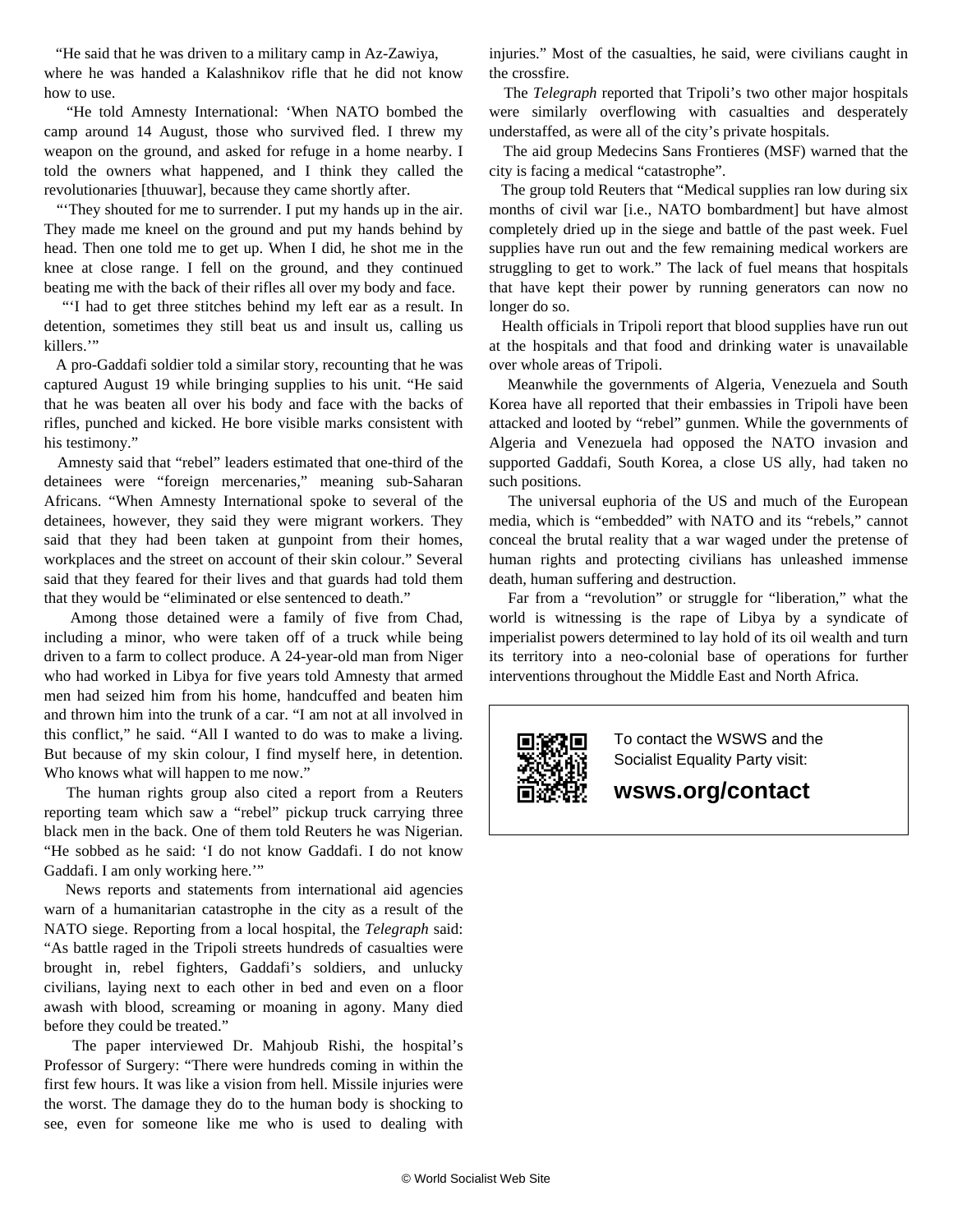"He said that he was driven to a military camp in Az-Zawiya, where he was handed a Kalashnikov rifle that he did not know how to use.

"He told Amnesty International: 'When NATO bombed the camp around 14 August, those who survived fled. I threw my weapon on the ground, and asked for refuge in a home nearby. I told the owners what happened, and I think they called the revolutionaries [thuuwar], because they came shortly after.

"'They shouted for me to surrender. I put my hands up in the air. They made me kneel on the ground and put my hands behind by head. Then one told me to get up. When I did, he shot me in the knee at close range. I fell on the ground, and they continued beating me with the back of their rifles all over my body and face.

"'I had to get three stitches behind my left ear as a result. In detention, sometimes they still beat us and insult us, calling us killers.'"

A pro-Gaddafi soldier told a similar story, recounting that he was captured August 19 while bringing supplies to his unit. "He said that he was beaten all over his body and face with the backs of rifles, punched and kicked. He bore visible marks consistent with his testimony."

Amnesty said that "rebel" leaders estimated that one-third of the detainees were "foreign mercenaries," meaning sub-Saharan Africans. "When Amnesty International spoke to several of the detainees, however, they said they were migrant workers. They said that they had been taken at gunpoint from their homes, workplaces and the street on account of their skin colour." Several said that they feared for their lives and that guards had told them that they would be "eliminated or else sentenced to death."

Among those detained were a family of five from Chad, including a minor, who were taken off of a truck while being driven to a farm to collect produce. A 24-year-old man from Niger who had worked in Libya for five years told Amnesty that armed men had seized him from his home, handcuffed and beaten him and thrown him into the trunk of a car. "I am not at all involved in this conflict," he said. "All I wanted to do was to make a living. But because of my skin colour, I find myself here, in detention. Who knows what will happen to me now."

The human rights group also cited a report from a Reuters reporting team which saw a "rebel" pickup truck carrying three black men in the back. One of them told Reuters he was Nigerian. "He sobbed as he said: 'I do not know Gaddafi. I do not know Gaddafi. I am only working here.'"

News reports and statements from international aid agencies warn of a humanitarian catastrophe in the city as a result of the NATO siege. Reporting from a local hospital, the *Telegraph* said: "As battle raged in the Tripoli streets hundreds of casualties were brought in, rebel fighters, Gaddafi's soldiers, and unlucky civilians, laying next to each other in bed and even on a floor awash with blood, screaming or moaning in agony. Many died before they could be treated."

The paper interviewed Dr. Mahjoub Rishi, the hospital's Professor of Surgery: "There were hundreds coming in within the first few hours. It was like a vision from hell. Missile injuries were the worst. The damage they do to the human body is shocking to see, even for someone like me who is used to dealing with injuries." Most of the casualties, he said, were civilians caught in the crossfire.

The *Telegraph* reported that Tripoli's two other major hospitals were similarly overflowing with casualties and desperately understaffed, as were all of the city's private hospitals.

The aid group Medecins Sans Frontieres (MSF) warned that the city is facing a medical "catastrophe".

The group told Reuters that "Medical supplies ran low during six months of civil war [i.e., NATO bombardment] but have almost completely dried up in the siege and battle of the past week. Fuel supplies have run out and the few remaining medical workers are struggling to get to work." The lack of fuel means that hospitals that have kept their power by running generators can now no longer do so.

Health officials in Tripoli report that blood supplies have run out at the hospitals and that food and drinking water is unavailable over whole areas of Tripoli.

Meanwhile the governments of Algeria, Venezuela and South Korea have all reported that their embassies in Tripoli have been attacked and looted by "rebel" gunmen. While the governments of Algeria and Venezuela had opposed the NATO invasion and supported Gaddafi, South Korea, a close US ally, had taken no such positions.

The universal euphoria of the US and much of the European media, which is "embedded" with NATO and its "rebels," cannot conceal the brutal reality that a war waged under the pretense of human rights and protecting civilians has unleashed immense death, human suffering and destruction.

Far from a "revolution" or struggle for "liberation," what the world is witnessing is the rape of Libya by a syndicate of imperialist powers determined to lay hold of its oil wealth and turn its territory into a neo-colonial base of operations for further interventions throughout the Middle East and North Africa.

To contact the WSWS and the Socialist Equality Party visit:

**wsws.org/contact**